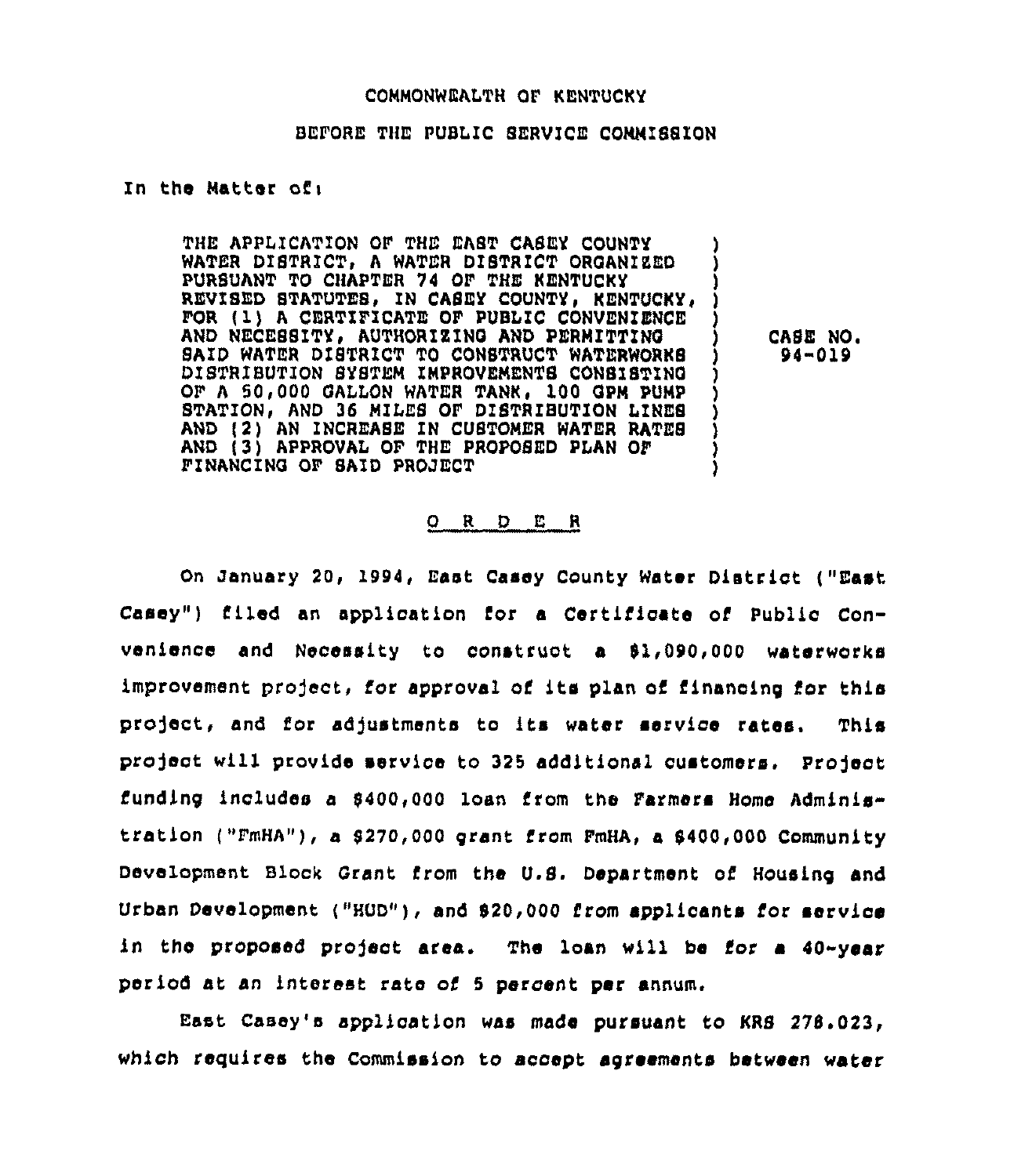COMMONWEALTH OF KENTUCKY

BEFORE THE PUBLIC SERVICE COMMISSION

In the Matter of:

| | | |
|---|---|---|
| THE APPLICATION OF THE EAST CASEY COUNTY WATER DISTRICT, A WATER DISTRICT ORGANIZED PURSUANT TO CHAPTER 74 OF THE KENTUCKY REVISED STATUTES, IN CASEY COUNTY, KENTUCKY, FOR (1) A CERTIFICATE OF PUBLIC CONVENIENCE AND NECESSITY, AUTHORIZING AND PERMITTING SAID WATER DISTRICT TO CONSTRUCT WATERWORKS DISTRIBUTION SYSTEM IMPROVEMENTS CONSISTING OF A 50,000 GALLON WATER TANK, 100 GPM PUMP STATION, AND 36 MILES OF DISTRIBUTION LINES AND (2) AN INCREASE IN CUSTOMER WATER RATES AND (3) APPROVAL OF THE PROPOSED PLAN OF FINANCING OF SAID PROJECT | ) | CASE NO. 94-019 |

## O R D E R

On January 20, 1994, East Casey County Water District ("East Casey") filed an application for a Certificate of Public Convenience and Necessity to construct a $1,090,000 waterworks improvement project, for approval of its plan of financing for this project, and for adjustments to its water service rates. This project will provide service to 325 additional customers. Project funding includes a $400,000 loan from the Farmers Home Administration ("FmHA"), a $270,000 grant from FmHA, a $400,000 Community Development Block Grant from the U.S. Department of Housing and Urban Development ("HUD"), and $20,000 from applicants for service in the proposed project area. The loan will be for a 40-year period at an interest rate of 5 percent per annum.

East Casey's application was made pursuant to KRS 278.023, which requires the Commission to accept agreements between water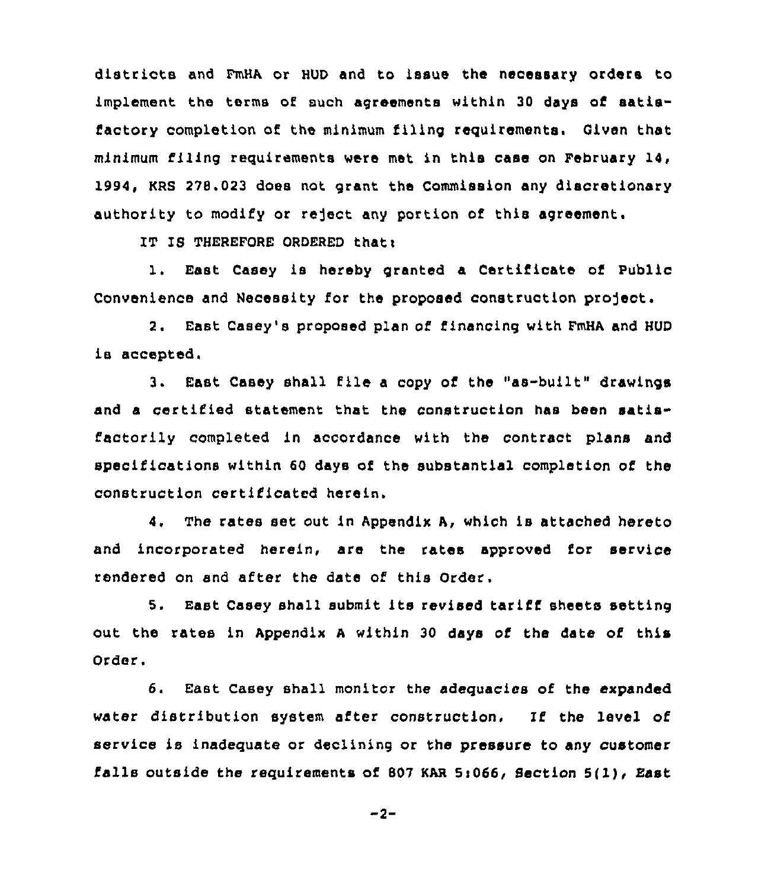districts and FmHA or HUD and to issue the necessary orders to implement the terms of such agreements within 30 days of satisfactory completion of the minimum filing requirements. Given that minimum filing requirements were met in this case on February 14, 1994, KRS 278.023 does not grant the Commission any discretionary authority to modify or reject any portion of this agreement.

IT IS THEREFORE ORDERED that:

1. East Casey is hereby granted a Certificate of Public Convenience and Necessity for the proposed construction project.

2. East Casey's proposed plan of financing with FmHA and HUD is accepted.

3. East Casey shall file a copy of the "as-built" drawings and a certified statement that the construction has been satisfactorily completed in accordance with the contract plans and specifications within 60 days of the substantial completion of the construction certificated herein.

4. The rates set out in Appendix A, which is attached hereto and incorporated herein, are the rates approved for service rendered on and after the date of this Order.

5. East Casey shall submit its revised tariff sheets setting out the rates in Appendix A within 30 days of the date of this Order.

6. East Casey shall monitor the adequacies of the expanded water distribution system after construction. If the level of service is inadequate or declining or the pressure to any customer falls outside the requirements of 807 KAR 5:066, Section 5(1), East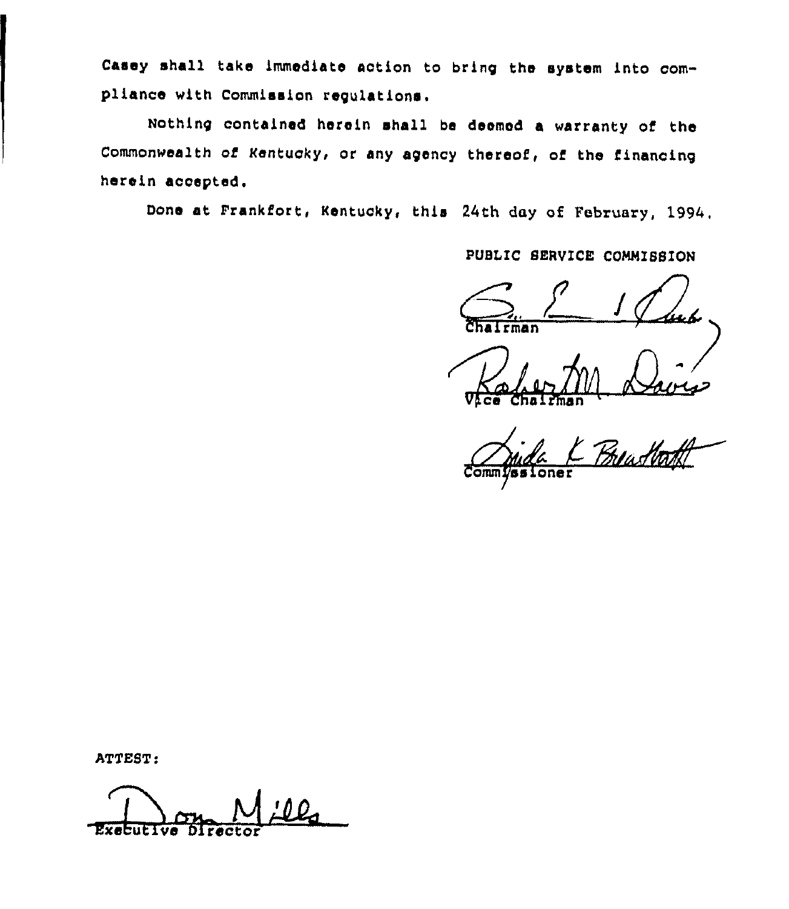Casey shall take immediate action to bring the system into compliance with Commission regulations.

Nothing contained herein shall be deemed a warranty of the Commonwealth of Kentucky, or any agency thereof, of the financing herein accepted.

Done at Frankfort, Kentucky, this 24th day of February, 1994.

PUBLIC SERVICE COMMISSION

Chairman

Vice Chairman

Commissioner

ATTEST:

Executive Director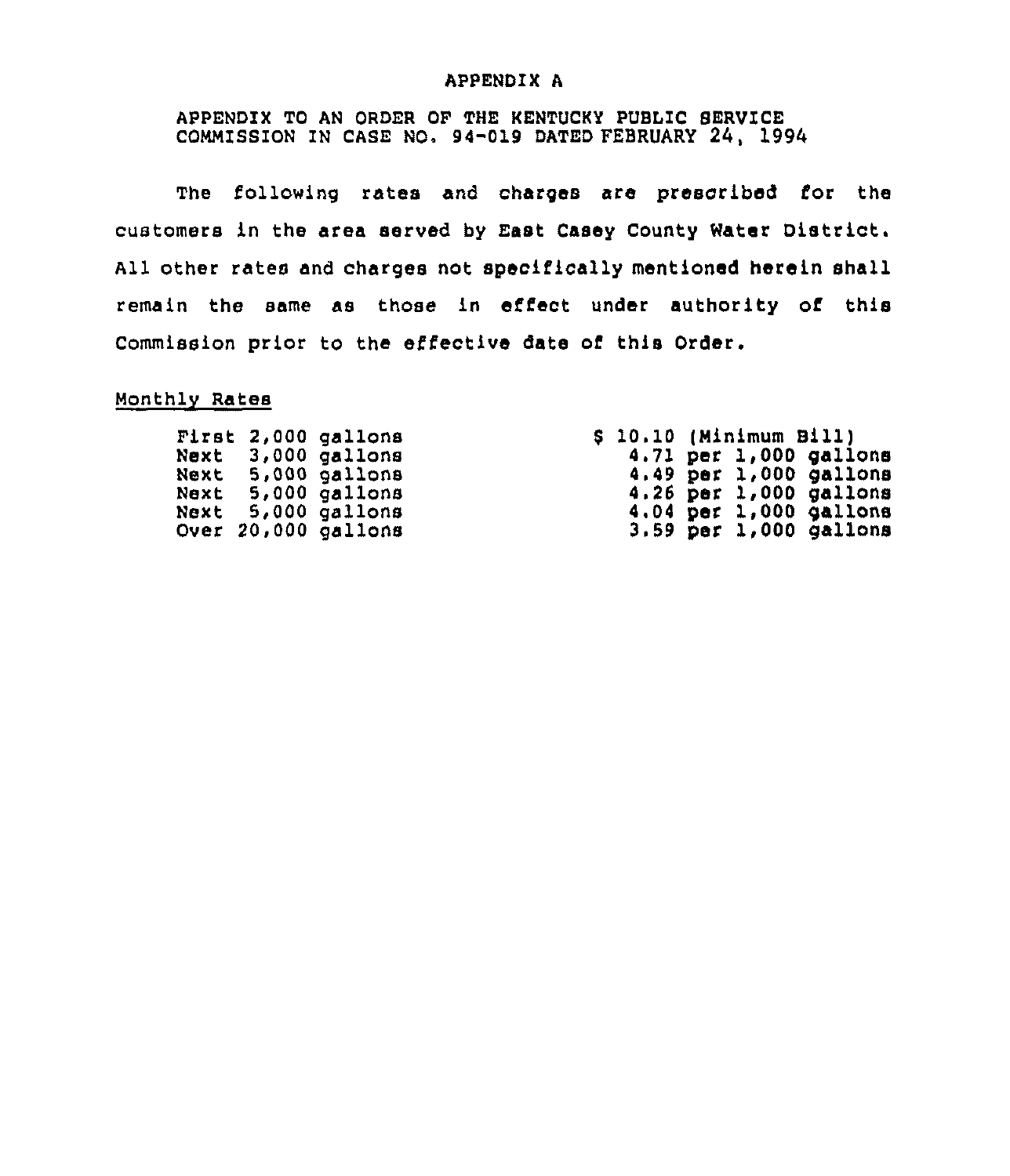APPENDIX A

APPENDIX TO AN ORDER OF THE KENTUCKY PUBLIC SERVICE COMMISSION IN CASE NO. 94-019 DATED FEBRUARY 24, 1994

The following rates and charges are prescribed for the customers in the area served by East Casey County Water District. All other rates and charges not specifically mentioned herein shall remain the same as those in effect under authority of this Commission prior to the effective date of this Order.

Monthly Rates

| | |
|---|---|
| First 2,000 gallons | $ 10.10 (Minimum Bill) |
| Next 3,000 gallons | 4.71 per 1,000 gallons |
| Next 5,000 gallons | 4.49 per 1,000 gallons |
| Next 5,000 gallons | 4.26 per 1,000 gallons |
| Next 5,000 gallons | 4.04 per 1,000 gallons |
| Over 20,000 gallons | 3.59 per 1,000 gallons |